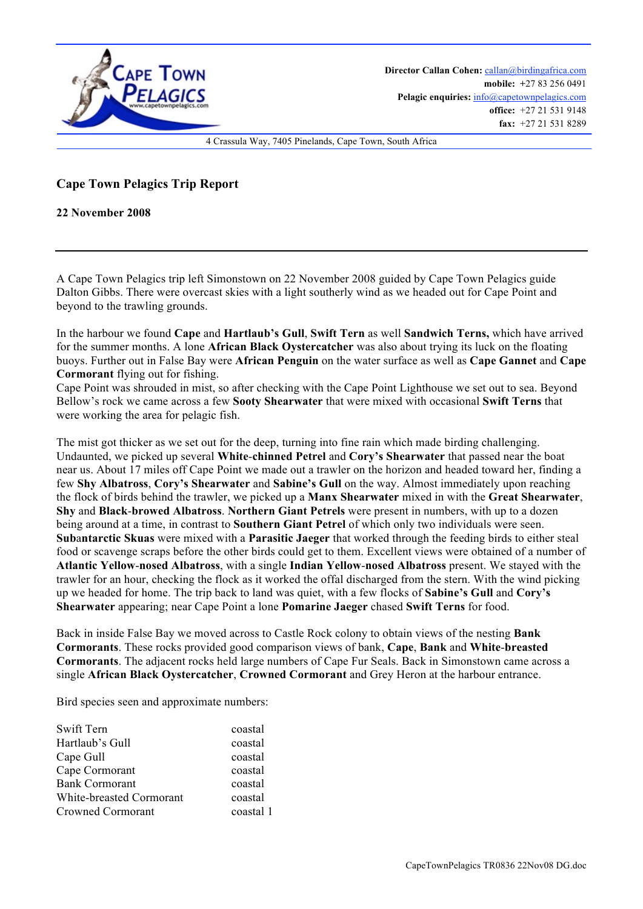Director Callan Cohen: callan@birdingafrica.com
mobile: +27 83 256 0491
Pelagic enquiries: info@capetownpelagics.com
office: +27 21 531 9148
fax: +27 21 531 8289

4 Crassula Way, 7405 Pinelands, Cape Town, South Africa

## Cape Town Pelagics Trip Report

**22 November 2008**

---

A Cape Town Pelagics trip left Simonstown on 22 November 2008 guided by Cape Town Pelagics guide Dalton Gibbs. There were overcast skies with a light southerly wind as we headed out for Cape Point and beyond to the trawling grounds.

In the harbour we found **Cape** and **Hartlaub's Gull**, **Swift Tern** as well **Sandwich Terns,** which have arrived for the summer months. A lone **African Black Oystercatcher** was also about trying its luck on the floating buoys. Further out in False Bay were **African Penguin** on the water surface as well as **Cape Gannet** and **Cape Cormorant** flying out for fishing.
Cape Point was shrouded in mist, so after checking with the Cape Point Lighthouse we set out to sea. Beyond Bellow's rock we came across a few **Sooty Shearwater** that were mixed with occasional **Swift Terns** that were working the area for pelagic fish.

The mist got thicker as we set out for the deep, turning into fine rain which made birding challenging. Undaunted, we picked up several **White-chinned Petrel** and **Cory's Shearwater** that passed near the boat near us. About 17 miles off Cape Point we made out a trawler on the horizon and headed toward her, finding a few **Shy Albatross**, **Cory's Shearwater** and **Sabine's Gull** on the way. Almost immediately upon reaching the flock of birds behind the trawler, we picked up a **Manx Shearwater** mixed in with the **Great Shearwater**, **Shy** and **Black-browed Albatross**. **Northern Giant Petrels** were present in numbers, with up to a dozen being around at a time, in contrast to **Southern Giant Petrel** of which only two individuals were seen. **Subantarctic Skuas** were mixed with a **Parasitic Jaeger** that worked through the feeding birds to either steal food or scavenge scraps before the other birds could get to them. Excellent views were obtained of a number of **Atlantic Yellow-nosed Albatross**, with a single **Indian Yellow-nosed Albatross** present. We stayed with the trawler for an hour, checking the flock as it worked the offal discharged from the stern. With the wind picking up we headed for home. The trip back to land was quiet, with a few flocks of **Sabine's Gull** and **Cory's Shearwater** appearing; near Cape Point a lone **Pomarine Jaeger** chased **Swift Terns** for food.

Back in inside False Bay we moved across to Castle Rock colony to obtain views of the nesting **Bank Cormorants**. These rocks provided good comparison views of bank, **Cape**, **Bank** and **White-breasted Cormorants**. The adjacent rocks held large numbers of Cape Fur Seals. Back in Simonstown came across a single **African Black Oystercatcher**, **Crowned Cormorant** and Grey Heron at the harbour entrance.

Bird species seen and approximate numbers:

| | |
|---|---|
| Swift Tern | coastal |
| Hartlaub's Gull | coastal |
| Cape Gull | coastal |
| Cape Cormorant | coastal |
| Bank Cormorant | coastal |
| White-breasted Cormorant | coastal |
| Crowned Cormorant | coastal 1 |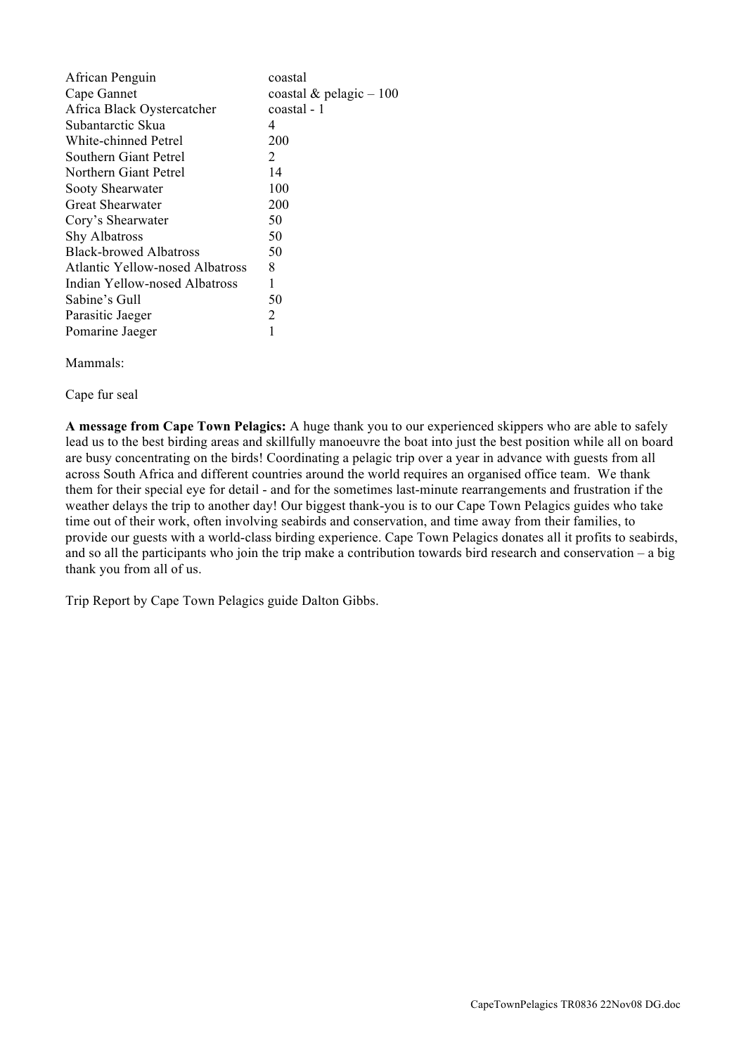| | |
|---|---|
| African Penguin | coastal |
| Cape Gannet | coastal & pelagic – 100 |
| Africa Black Oystercatcher | coastal - 1 |
| Subantarctic Skua | 4 |
| White-chinned Petrel | 200 |
| Southern Giant Petrel | 2 |
| Northern Giant Petrel | 14 |
| Sooty Shearwater | 100 |
| Great Shearwater | 200 |
| Cory's Shearwater | 50 |
| Shy Albatross | 50 |
| Black-browed Albatross | 50 |
| Atlantic Yellow-nosed Albatross | 8 |
| Indian Yellow-nosed Albatross | 1 |
| Sabine's Gull | 50 |
| Parasitic Jaeger | 2 |
| Pomarine Jaeger | 1 |

Mammals:

Cape fur seal

**A message from Cape Town Pelagics:** A huge thank you to our experienced skippers who are able to safely lead us to the best birding areas and skillfully manoeuvre the boat into just the best position while all on board are busy concentrating on the birds! Coordinating a pelagic trip over a year in advance with guests from all across South Africa and different countries around the world requires an organised office team. We thank them for their special eye for detail - and for the sometimes last-minute rearrangements and frustration if the weather delays the trip to another day! Our biggest thank-you is to our Cape Town Pelagics guides who take time out of their work, often involving seabirds and conservation, and time away from their families, to provide our guests with a world-class birding experience. Cape Town Pelagics donates all it profits to seabirds, and so all the participants who join the trip make a contribution towards bird research and conservation – a big thank you from all of us.

Trip Report by Cape Town Pelagics guide Dalton Gibbs.